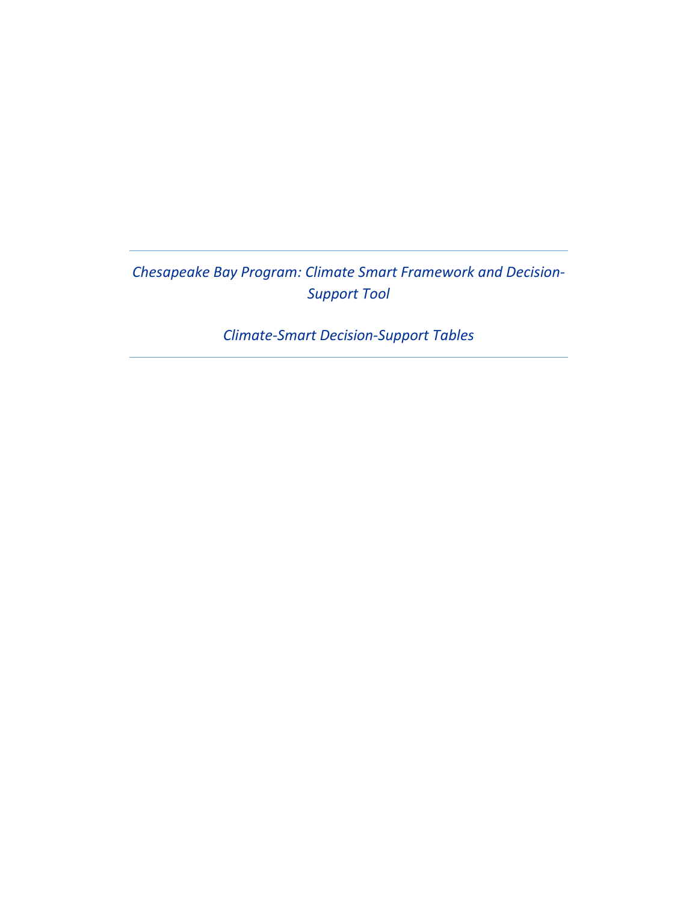*Chesapeake Bay Program: Climate Smart Framework and Decision-Support Tool*

*Climate-Smart Decision-Support Tables*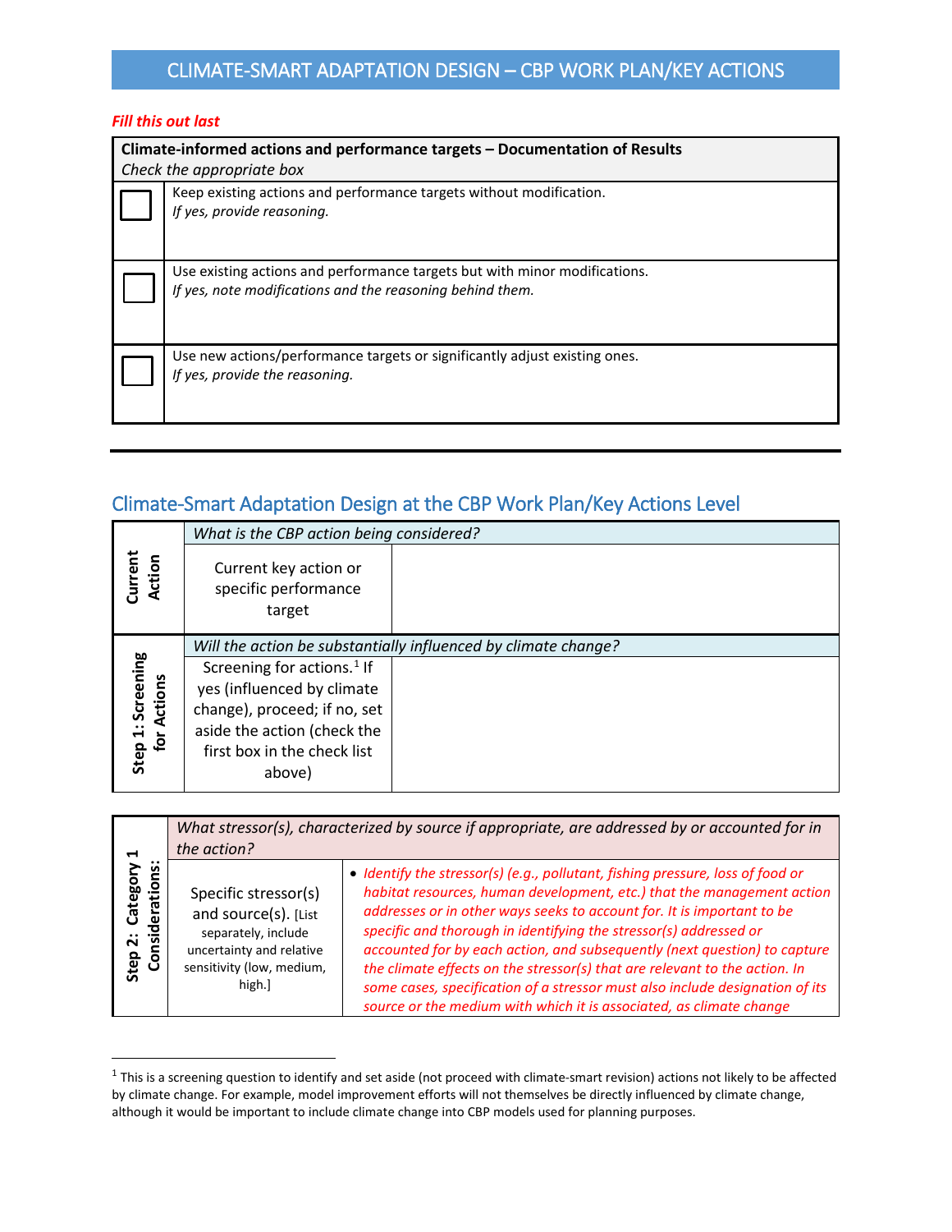# CLIMATE-SMART ADAPTATION DESIGN – CBP WORK PLAN/KEY ACTIONS

***Fill this out last***

| **Climate-informed actions and performance targets – Documentation of Results**<br>*Check the appropriate box* | |
|---|---|
| ☐ | Keep existing actions and performance targets without modification.<br>*If yes, provide reasoning.* |
| ☐ | Use existing actions and performance targets but with minor modifications.<br>*If yes, note modifications and the reasoning behind them.* |
| ☐ | Use new actions/performance targets or significantly adjust existing ones.<br>*If yes, provide the reasoning.* |

---

## Climate-Smart Adaptation Design at the CBP Work Plan/Key Actions Level

| | | |
|---|---|---|
| **Current Action** | *What is the CBP action being considered?* | |
| | Current key action or specific performance target | |
| **Step 1: Screening for Actions** | *Will the action be substantially influenced by climate change?* | |
| | Screening for actions.[1] If yes (influenced by climate change), proceed; if no, set aside the action (check the first box in the check list above) | |

| | | |
|---|---|---|
| **Step 2: Category 1 Considerations:** | *What stressor(s), characterized by source if appropriate, are addressed by or accounted for in the action?* | |
| | Specific stressor(s) and source(s). [List separately, include uncertainty and relative sensitivity (low, medium, high.] | • *Identify the stressor(s) (e.g., pollutant, fishing pressure, loss of food or habitat resources, human development, etc.) that the management action addresses or in other ways seeks to account for. It is important to be specific and thorough in identifying the stressor(s) addressed or accounted for by each action, and subsequently (next question) to capture the climate effects on the stressor(s) that are relevant to the action. In some cases, specification of a stressor must also include designation of its source or the medium with which it is associated, as climate change* |

[1] This is a screening question to identify and set aside (not proceed with climate-smart revision) actions not likely to be affected by climate change. For example, model improvement efforts will not themselves be directly influenced by climate change, although it would be important to include climate change into CBP models used for planning purposes.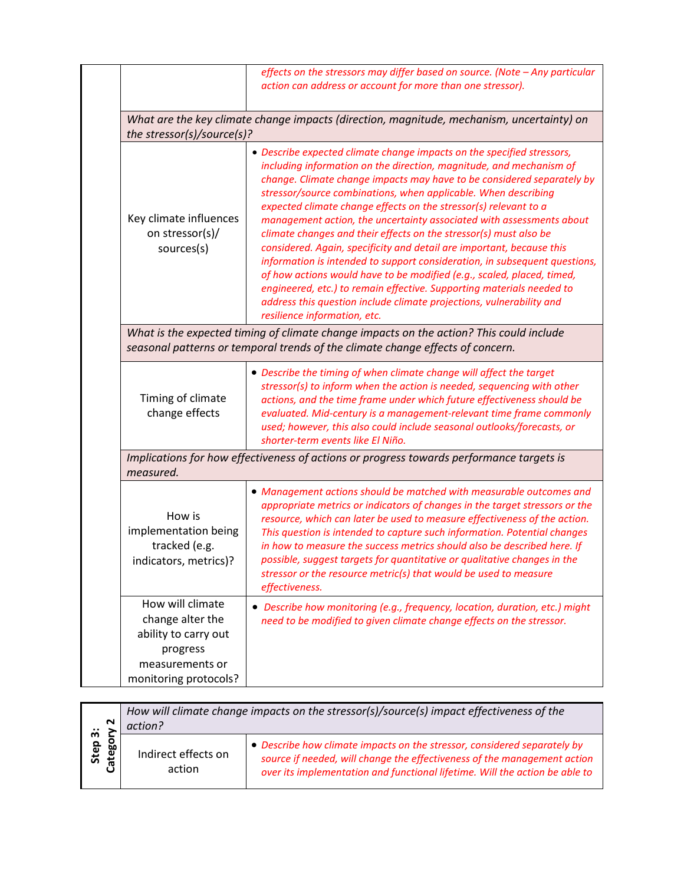| | | |
|---|---|---|
| | | *effects on the stressors may differ based on source. (Note – Any particular action can address or account for more than one stressor).* |
| | *What are the key climate change impacts (direction, magnitude, mechanism, uncertainty) on the stressor(s)/source(s)?* | |
| | Key climate influences on stressor(s)/ sources(s) | • *Describe expected climate change impacts on the specified stressors, including information on the direction, magnitude, and mechanism of change. Climate change impacts may have to be considered separately by stressor/source combinations, when applicable. When describing expected climate change effects on the stressor(s) relevant to a management action, the uncertainty associated with assessments about climate changes and their effects on the stressor(s) must also be considered. Again, specificity and detail are important, because this information is intended to support consideration, in subsequent questions, of how actions would have to be modified (e.g., scaled, placed, timed, engineered, etc.) to remain effective. Supporting materials needed to address this question include climate projections, vulnerability and resilience information, etc.* |
| | *What is the expected timing of climate change impacts on the action? This could include seasonal patterns or temporal trends of the climate change effects of concern.* | |
| | Timing of climate change effects | • *Describe the timing of when climate change will affect the target stressor(s) to inform when the action is needed, sequencing with other actions, and the time frame under which future effectiveness should be evaluated. Mid-century is a management-relevant time frame commonly used; however, this also could include seasonal outlooks/forecasts, or shorter-term events like El Niño.* |
| | *Implications for how effectiveness of actions or progress towards performance targets is measured.* | |
| | How is implementation being tracked (e.g. indicators, metrics)? | • *Management actions should be matched with measurable outcomes and appropriate metrics or indicators of changes in the target stressors or the resource, which can later be used to measure effectiveness of the action. This question is intended to capture such information. Potential changes in how to measure the success metrics should also be described here. If possible, suggest targets for quantitative or qualitative changes in the stressor or the resource metric(s) that would be used to measure effectiveness.* |
| | How will climate change alter the ability to carry out progress measurements or monitoring protocols? | • *Describe how monitoring (e.g., frequency, location, duration, etc.) might need to be modified to given climate change effects on the stressor.* |

| | | |
|---|---|---|
| **Step 3: Category 2** | *How will climate change impacts on the stressor(s)/source(s) impact effectiveness of the action?* | |
| | Indirect effects on action | • *Describe how climate impacts on the stressor, considered separately by source if needed, will change the effectiveness of the management action over its implementation and functional lifetime. Will the action be able to* |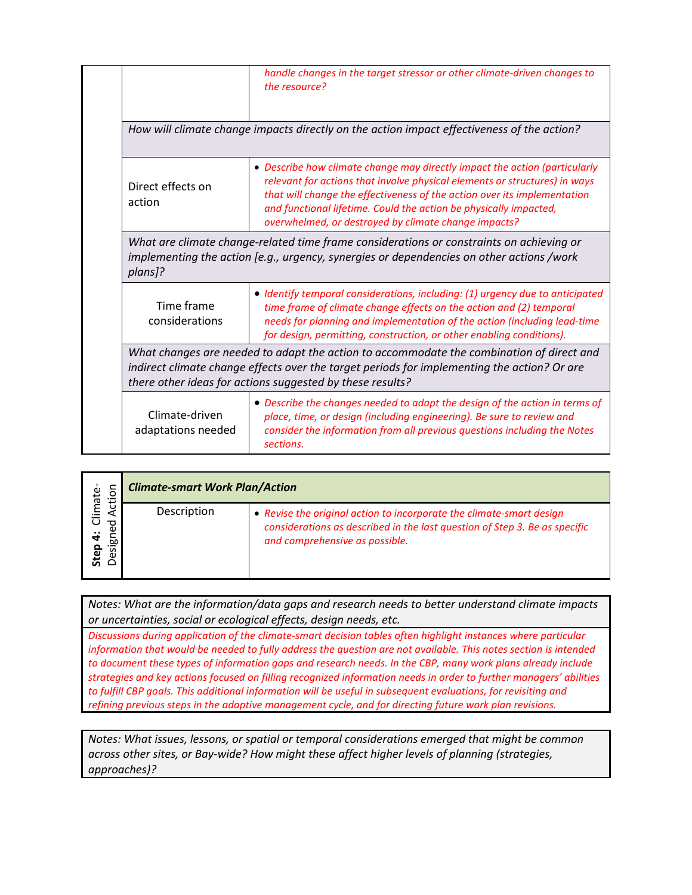| | | |
|---|---|---|
| | | *handle changes in the target stressor or other climate-driven changes to the resource?* |
| | *How will climate change impacts directly on the action impact effectiveness of the action?* | |
| | Direct effects on action | • *Describe how climate change may directly impact the action (particularly relevant for actions that involve physical elements or structures) in ways that will change the effectiveness of the action over its implementation and functional lifetime. Could the action be physically impacted, overwhelmed, or destroyed by climate change impacts?* |
| | *What are climate change-related time frame considerations or constraints on achieving or implementing the action [e.g., urgency, synergies or dependencies on other actions /work plans]?* | |
| | Time frame considerations | • *Identify temporal considerations, including: (1) urgency due to anticipated time frame of climate change effects on the action and (2) temporal needs for planning and implementation of the action (including lead-time for design, permitting, construction, or other enabling conditions).* |
| | *What changes are needed to adapt the action to accommodate the combination of direct and indirect climate change effects over the target periods for implementing the action? Or are there other ideas for actions suggested by these results?* | |
| | Climate-driven adaptations needed | • *Describe the changes needed to adapt the design of the action in terms of place, time, or design (including engineering). Be sure to review and consider the information from all previous questions including the Notes sections.* |

| **Step 4:** Climate-Designed Action | ***Climate-smart Work Plan/Action*** | |
|---|---|---|
| | Description | • *Revise the original action to incorporate the climate-smart design considerations as described in the last question of Step 3. Be as specific and comprehensive as possible.* |

| *Notes: What are the information/data gaps and research needs to better understand climate impacts or uncertainties, social or ecological effects, design needs, etc.* |
|---|
| *Discussions during application of the climate-smart decision tables often highlight instances where particular information that would be needed to fully address the question are not available. This notes section is intended to document these types of information gaps and research needs. In the CBP, many work plans already include strategies and key actions focused on filling recognized information needs in order to further managers' abilities to fulfill CBP goals. This additional information will be useful in subsequent evaluations, for revisiting and refining previous steps in the adaptive management cycle, and for directing future work plan revisions.* |

| *Notes: What issues, lessons, or spatial or temporal considerations emerged that might be common across other sites, or Bay-wide? How might these affect higher levels of planning (strategies, approaches)?* |
|---|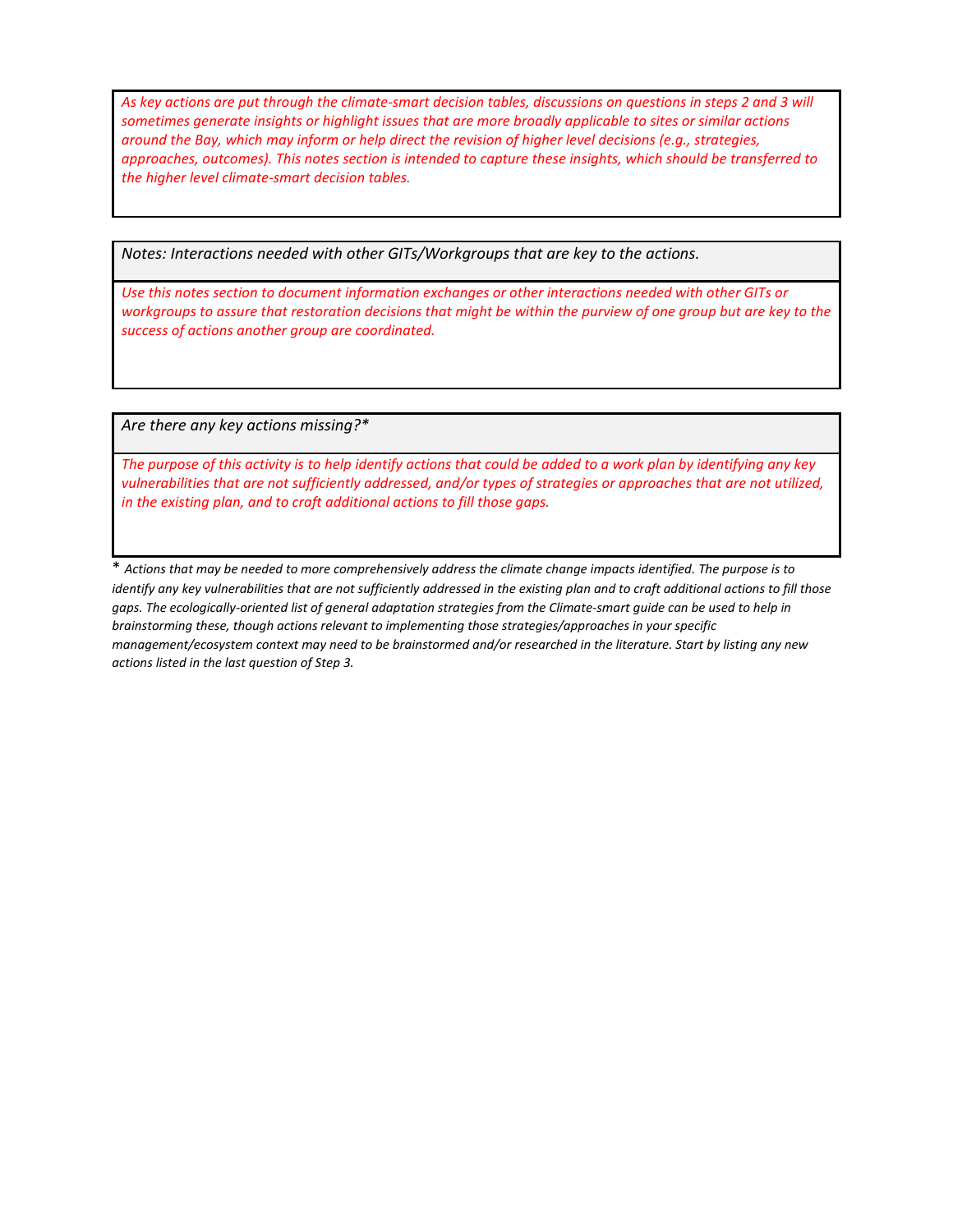*As key actions are put through the climate-smart decision tables, discussions on questions in steps 2 and 3 will sometimes generate insights or highlight issues that are more broadly applicable to sites or similar actions around the Bay, which may inform or help direct the revision of higher level decisions (e.g., strategies, approaches, outcomes). This notes section is intended to capture these insights, which should be transferred to the higher level climate-smart decision tables.*

| *Notes: Interactions needed with other GITs/Workgroups that are key to the actions.* |
| --- |
| *Use this notes section to document information exchanges or other interactions needed with other GITs or workgroups to assure that restoration decisions that might be within the purview of one group but are key to the success of actions another group are coordinated.* |

| *Are there any key actions missing?** |
| --- |
| *The purpose of this activity is to help identify actions that could be added to a work plan by identifying any key vulnerabilities that are not sufficiently addressed, and/or types of strategies or approaches that are not utilized, in the existing plan, and to craft additional actions to fill those gaps.* |

\* *Actions that may be needed to more comprehensively address the climate change impacts identified. The purpose is to identify any key vulnerabilities that are not sufficiently addressed in the existing plan and to craft additional actions to fill those gaps. The ecologically-oriented list of general adaptation strategies from the Climate-smart guide can be used to help in brainstorming these, though actions relevant to implementing those strategies/approaches in your specific management/ecosystem context may need to be brainstormed and/or researched in the literature. Start by listing any new actions listed in the last question of Step 3.*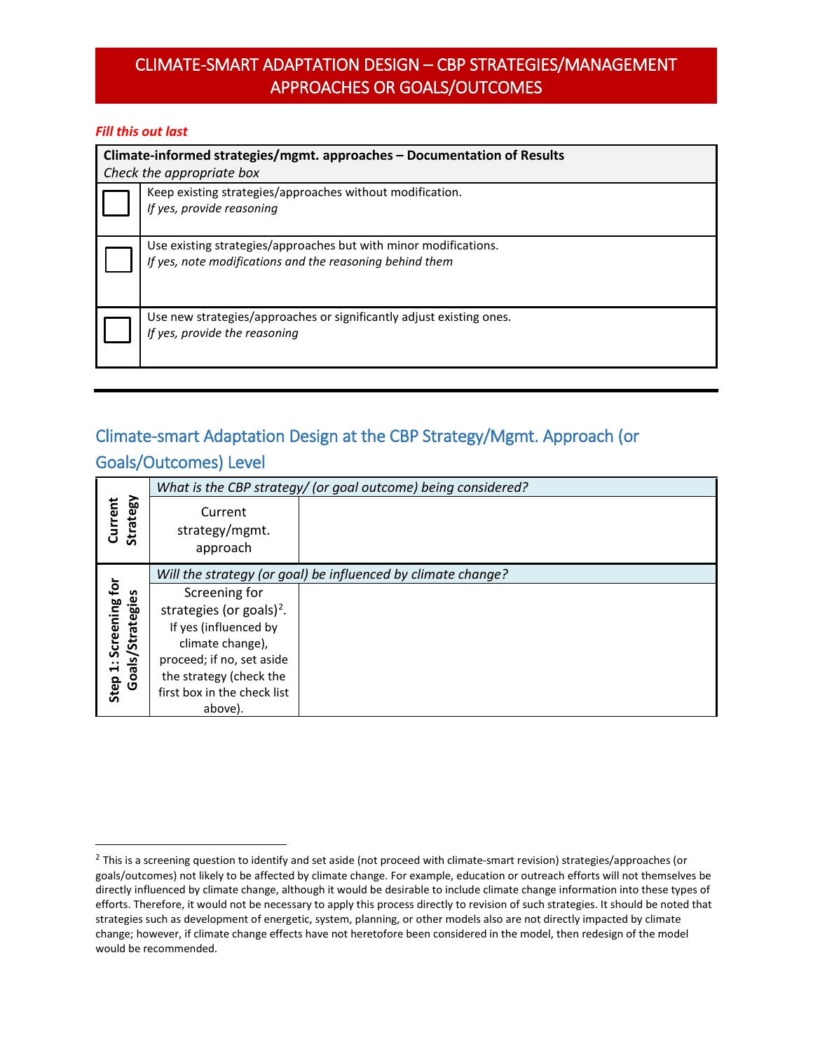# CLIMATE-SMART ADAPTATION DESIGN – CBP STRATEGIES/MANAGEMENT APPROACHES OR GOALS/OUTCOMES

***Fill this out last***

| **Climate-informed strategies/mgmt. approaches – Documentation of Results**<br>*Check the appropriate box* | |
|---|---|
| ☐ | Keep existing strategies/approaches without modification.<br>*If yes, provide reasoning* |
| ☐ | Use existing strategies/approaches but with minor modifications.<br>*If yes, note modifications and the reasoning behind them* |
| ☐ | Use new strategies/approaches or significantly adjust existing ones.<br>*If yes, provide the reasoning* |

---

## Climate-smart Adaptation Design at the CBP Strategy/Mgmt. Approach (or Goals/Outcomes) Level

| | | |
|---|---|---|
| **Current Strategy** | *What is the CBP strategy/ (or goal outcome) being considered?* | |
| | Current strategy/mgmt. approach | |
| **Step 1: Screening for Goals/Strategies** | *Will the strategy (or goal) be influenced by climate change?* | |
| | Screening for strategies (or goals)[2]. If yes (influenced by climate change), proceed; if no, set aside the strategy (check the first box in the check list above). | |

[2] This is a screening question to identify and set aside (not proceed with climate-smart revision) strategies/approaches (or goals/outcomes) not likely to be affected by climate change. For example, education or outreach efforts will not themselves be directly influenced by climate change, although it would be desirable to include climate change information into these types of efforts. Therefore, it would not be necessary to apply this process directly to revision of such strategies. It should be noted that strategies such as development of energetic, system, planning, or other models also are not directly impacted by climate change; however, if climate change effects have not heretofore been considered in the model, then redesign of the model would be recommended.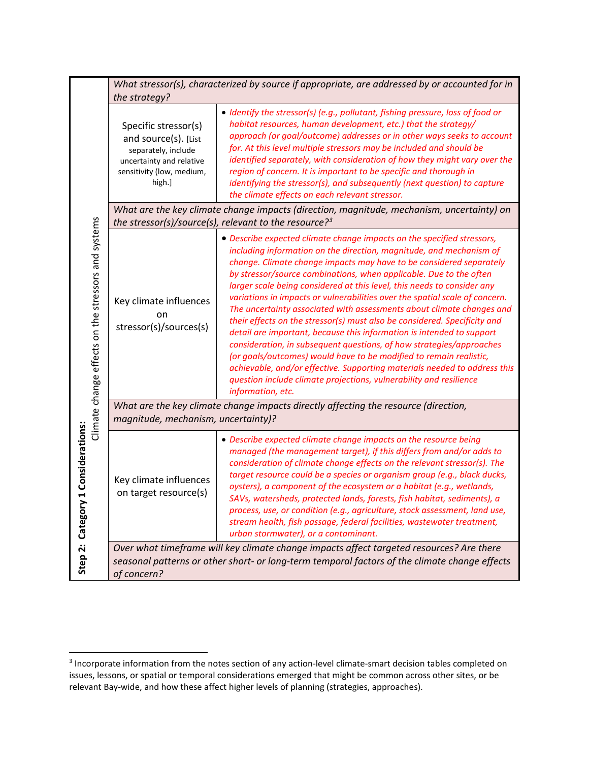| Step 2: Category 1 Considerations: Climate change effects on the stressors and systems | | |
|---|---|---|
| | *What stressor(s), characterized by source if appropriate, are addressed by or accounted for in the strategy?* | |
| | Specific stressor(s) and source(s). [List separately, include uncertainty and relative sensitivity (low, medium, high.] | • *Identify the stressor(s) (e.g., pollutant, fishing pressure, loss of food or habitat resources, human development, etc.) that the strategy/ approach (or goal/outcome) addresses or in other ways seeks to account for. At this level multiple stressors may be included and should be identified separately, with consideration of how they might vary over the region of concern. It is important to be specific and thorough in identifying the stressor(s), and subsequently (next question) to capture the climate effects on each relevant stressor.* |
| | *What are the key climate change impacts (direction, magnitude, mechanism, uncertainty) on the stressor(s)/source(s), relevant to the resource?[3]* | |
| | Key climate influences on stressor(s)/sources(s) | • *Describe expected climate change impacts on the specified stressors, including information on the direction, magnitude, and mechanism of change. Climate change impacts may have to be considered separately by stressor/source combinations, when applicable. Due to the often larger scale being considered at this level, this needs to consider any variations in impacts or vulnerabilities over the spatial scale of concern. The uncertainty associated with assessments about climate changes and their effects on the stressor(s) must also be considered. Specificity and detail are important, because this information is intended to support consideration, in subsequent questions, of how strategies/approaches (or goals/outcomes) would have to be modified to remain realistic, achievable, and/or effective. Supporting materials needed to address this question include climate projections, vulnerability and resilience information, etc.* |
| | *What are the key climate change impacts directly affecting the resource (direction, magnitude, mechanism, uncertainty)?* | |
| | Key climate influences on target resource(s) | • *Describe expected climate change impacts on the resource being managed (the management target), if this differs from and/or adds to consideration of climate change effects on the relevant stressor(s). The target resource could be a species or organism group (e.g., black ducks, oysters), a component of the ecosystem or a habitat (e.g., wetlands, SAVs, watersheds, protected lands, forests, fish habitat, sediments), a process, use, or condition (e.g., agriculture, stock assessment, land use, stream health, fish passage, federal facilities, wastewater treatment, urban stormwater), or a contaminant.* |
| | *Over what timeframe will key climate change impacts affect targeted resources? Are there seasonal patterns or other short- or long-term temporal factors of the climate change effects of concern?* | |

[3] Incorporate information from the notes section of any action-level climate-smart decision tables completed on issues, lessons, or spatial or temporal considerations emerged that might be common across other sites, or be relevant Bay-wide, and how these affect higher levels of planning (strategies, approaches).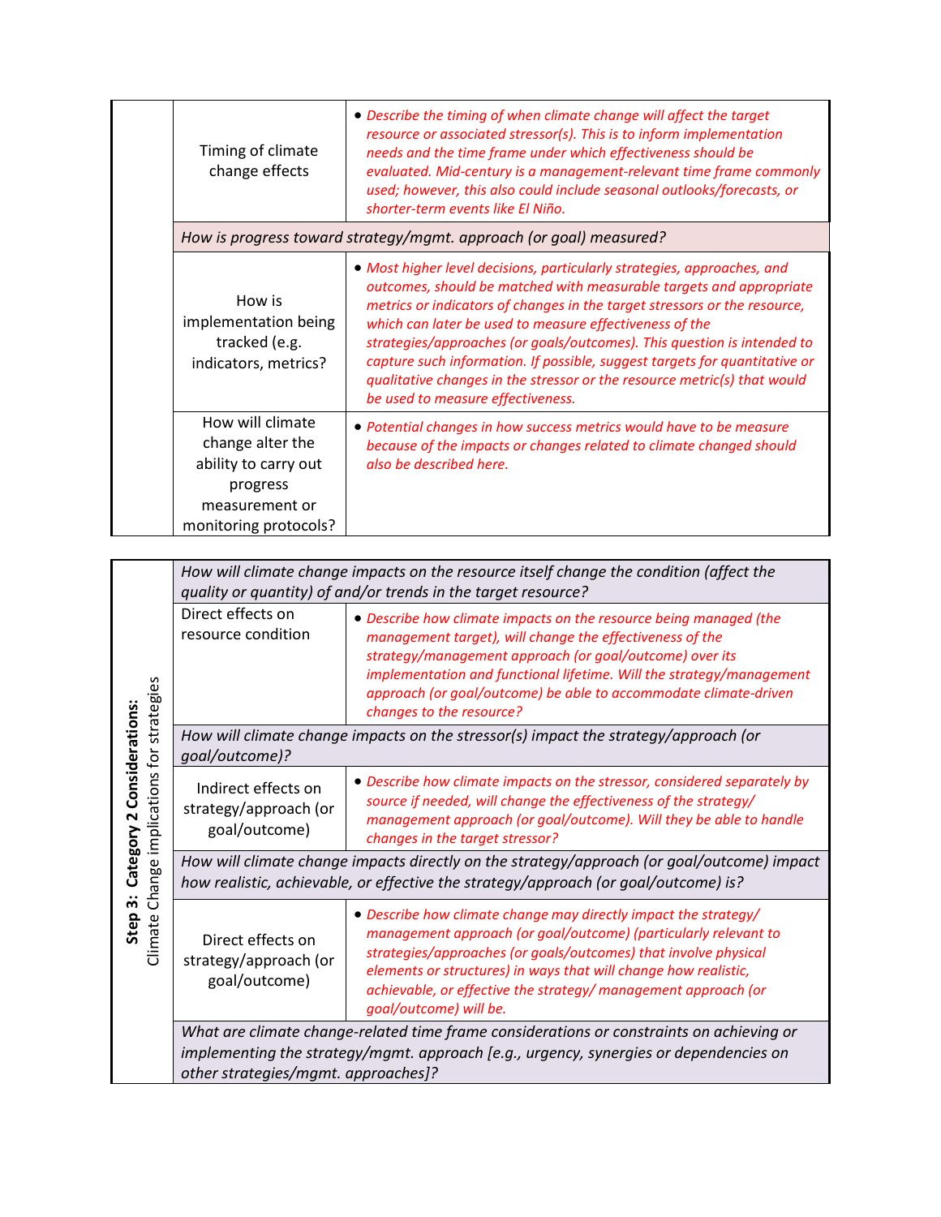| | | |
|---|---|---|
| | Timing of climate change effects | • *Describe the timing of when climate change will affect the target resource or associated stressor(s). This is to inform implementation needs and the time frame under which effectiveness should be evaluated. Mid-century is a management-relevant time frame commonly used; however, this also could include seasonal outlooks/forecasts, or shorter-term events like El Niño.* |
| | *How is progress toward strategy/mgmt. approach (or goal) measured?* | |
| | How is implementation being tracked (e.g. indicators, metrics? | • *Most higher level decisions, particularly strategies, approaches, and outcomes, should be matched with measurable targets and appropriate metrics or indicators of changes in the target stressors or the resource, which can later be used to measure effectiveness of the strategies/approaches (or goals/outcomes). This question is intended to capture such information. If possible, suggest targets for quantitative or qualitative changes in the stressor or the resource metric(s) that would be used to measure effectiveness.* |
| | How will climate change alter the ability to carry out progress measurement or monitoring protocols? | • *Potential changes in how success metrics would have to be measure because of the impacts or changes related to climate changed should also be described here.* |

| | | |
|---|---|---|
| **Step 3: Category 2 Considerations:** Climate Change implications for strategies | *How will climate change impacts on the resource itself change the condition (affect the quality or quantity) of and/or trends in the target resource?* | |
| | Direct effects on resource condition | • *Describe how climate impacts on the resource being managed (the management target), will change the effectiveness of the strategy/management approach (or goal/outcome) over its implementation and functional lifetime. Will the strategy/management approach (or goal/outcome) be able to accommodate climate-driven changes to the resource?* |
| | *How will climate change impacts on the stressor(s) impact the strategy/approach (or goal/outcome)?* | |
| | Indirect effects on strategy/approach (or goal/outcome) | • *Describe how climate impacts on the stressor, considered separately by source if needed, will change the effectiveness of the strategy/ management approach (or goal/outcome). Will they be able to handle changes in the target stressor?* |
| | *How will climate change impacts directly on the strategy/approach (or goal/outcome) impact how realistic, achievable, or effective the strategy/approach (or goal/outcome) is?* | |
| | Direct effects on strategy/approach (or goal/outcome) | • *Describe how climate change may directly impact the strategy/ management approach (or goal/outcome) (particularly relevant to strategies/approaches (or goals/outcomes) that involve physical elements or structures) in ways that will change how realistic, achievable, or effective the strategy/ management approach (or goal/outcome) will be.* |
| | *What are climate change-related time frame considerations or constraints on achieving or implementing the strategy/mgmt. approach [e.g., urgency, synergies or dependencies on other strategies/mgmt. approaches]?* | |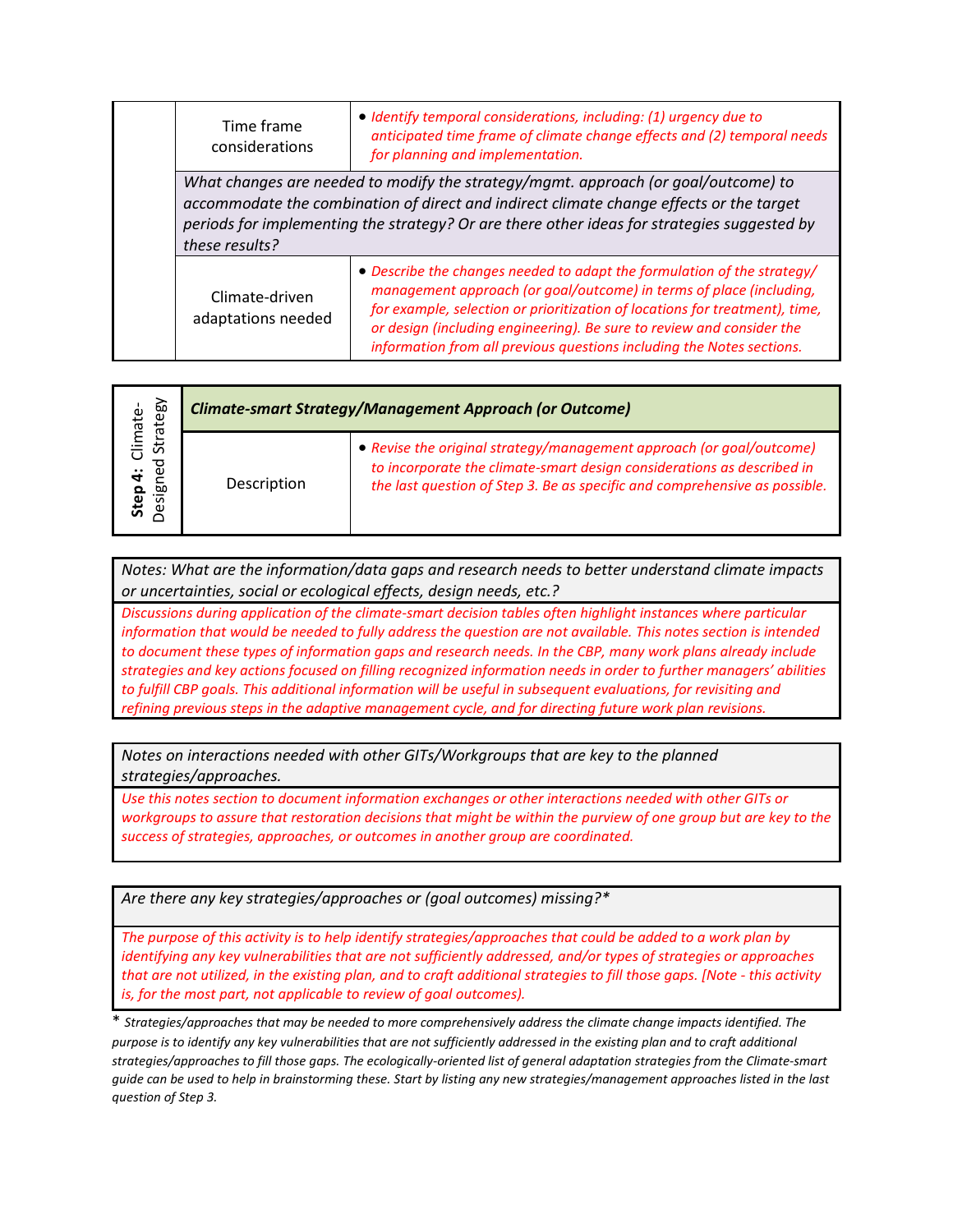| | | |
|---|---|---|
| | Time frame considerations | • *Identify temporal considerations, including: (1) urgency due to anticipated time frame of climate change effects and (2) temporal needs for planning and implementation.* |
| | *What changes are needed to modify the strategy/mgmt. approach (or goal/outcome) to accommodate the combination of direct and indirect climate change effects or the target periods for implementing the strategy? Or are there other ideas for strategies suggested by these results?* | |
| | Climate-driven adaptations needed | • *Describe the changes needed to adapt the formulation of the strategy/ management approach (or goal/outcome) in terms of place (including, for example, selection or prioritization of locations for treatment), time, or design (including engineering). Be sure to review and consider the information from all previous questions including the Notes sections.* |

| **Step 4:** Climate-Designed Strategy | ***Climate-smart Strategy/Management Approach (or Outcome)*** | |
|---|---|---|
| | Description | • *Revise the original strategy/management approach (or goal/outcome) to incorporate the climate-smart design considerations as described in the last question of Step 3. Be as specific and comprehensive as possible.* |

| *Notes: What are the information/data gaps and research needs to better understand climate impacts or uncertainties, social or ecological effects, design needs, etc.?* |
|---|
| *Discussions during application of the climate-smart decision tables often highlight instances where particular information that would be needed to fully address the question are not available. This notes section is intended to document these types of information gaps and research needs. In the CBP, many work plans already include strategies and key actions focused on filling recognized information needs in order to further managers' abilities to fulfill CBP goals. This additional information will be useful in subsequent evaluations, for revisiting and refining previous steps in the adaptive management cycle, and for directing future work plan revisions.* |

| *Notes on interactions needed with other GITs/Workgroups that are key to the planned strategies/approaches.* |
|---|
| *Use this notes section to document information exchanges or other interactions needed with other GITs or workgroups to assure that restoration decisions that might be within the purview of one group but are key to the success of strategies, approaches, or outcomes in another group are coordinated.* |

| *Are there any key strategies/approaches or (goal outcomes) missing?\** |
|---|
| *The purpose of this activity is to help identify strategies/approaches that could be added to a work plan by identifying any key vulnerabilities that are not sufficiently addressed, and/or types of strategies or approaches that are not utilized, in the existing plan, and to craft additional strategies to fill those gaps. [Note - this activity is, for the most part, not applicable to review of goal outcomes).* |

\* *Strategies/approaches that may be needed to more comprehensively address the climate change impacts identified. The purpose is to identify any key vulnerabilities that are not sufficiently addressed in the existing plan and to craft additional strategies/approaches to fill those gaps. The ecologically-oriented list of general adaptation strategies from the Climate-smart guide can be used to help in brainstorming these. Start by listing any new strategies/management approaches listed in the last question of Step 3.*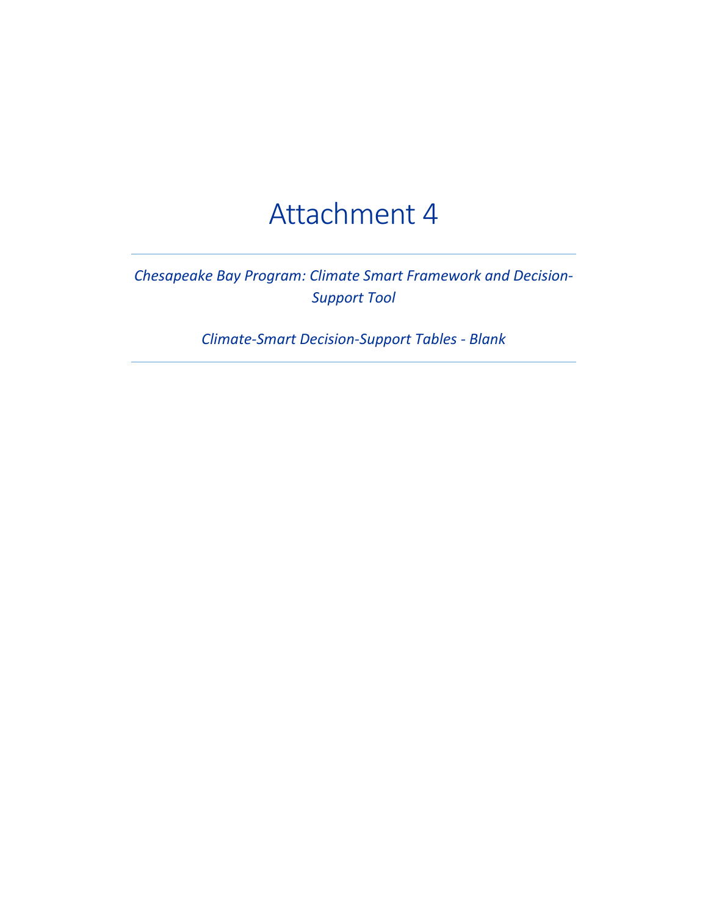# Attachment 4

---

*Chesapeake Bay Program: Climate Smart Framework and Decision-Support Tool*

*Climate-Smart Decision-Support Tables - Blank*

---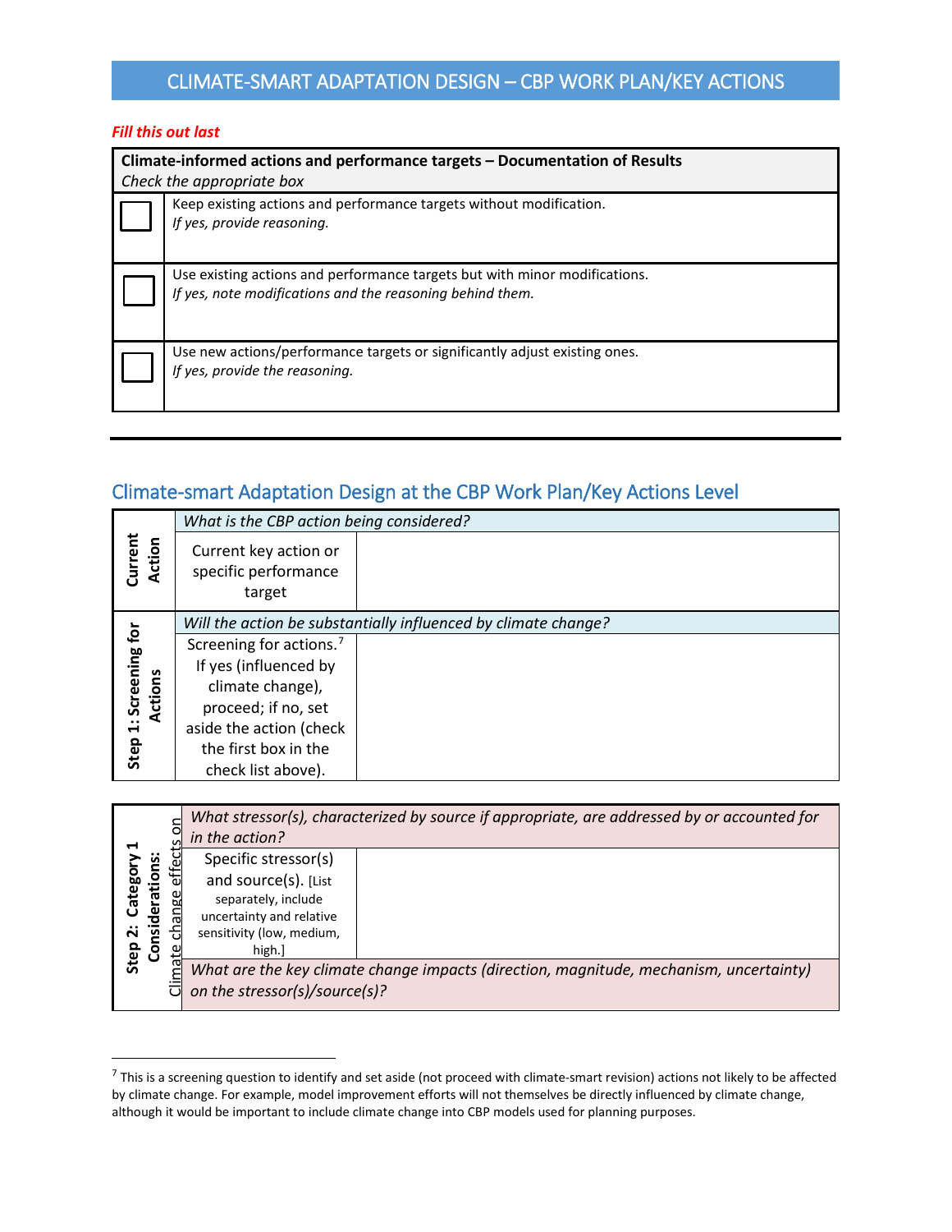## CLIMATE-SMART ADAPTATION DESIGN – CBP WORK PLAN/KEY ACTIONS

***Fill this out last***

| **Climate-informed actions and performance targets – Documentation of Results**<br>*Check the appropriate box* | |
|---|---|
| ☐ | Keep existing actions and performance targets without modification.<br>*If yes, provide reasoning.* |
| ☐ | Use existing actions and performance targets but with minor modifications.<br>*If yes, note modifications and the reasoning behind them.* |
| ☐ | Use new actions/performance targets or significantly adjust existing ones.<br>*If yes, provide the reasoning.* |

---

## Climate-smart Adaptation Design at the CBP Work Plan/Key Actions Level

| | *What is the CBP action being considered?* | |
|---|---|---|
| **Current Action** | Current key action or specific performance target | |
| | *Will the action be substantially influenced by climate change?* | |
| **Step 1: Screening for Actions** | Screening for actions.[7] If yes (influenced by climate change), proceed; if no, set aside the action (check the first box in the check list above). | |

| | | *What stressor(s), characterized by source if appropriate, are addressed by or accounted for in the action?* | |
|---|---|---|---|
| **Step 2: Category 1 Considerations:** | Climate change effects on | Specific stressor(s) and source(s). [List separately, include uncertainty and relative sensitivity (low, medium, high.] | |
| | | *What are the key climate change impacts (direction, magnitude, mechanism, uncertainty) on the stressor(s)/source(s)?* | |

[7] This is a screening question to identify and set aside (not proceed with climate-smart revision) actions not likely to be affected by climate change. For example, model improvement efforts will not themselves be directly influenced by climate change, although it would be important to include climate change into CBP models used for planning purposes.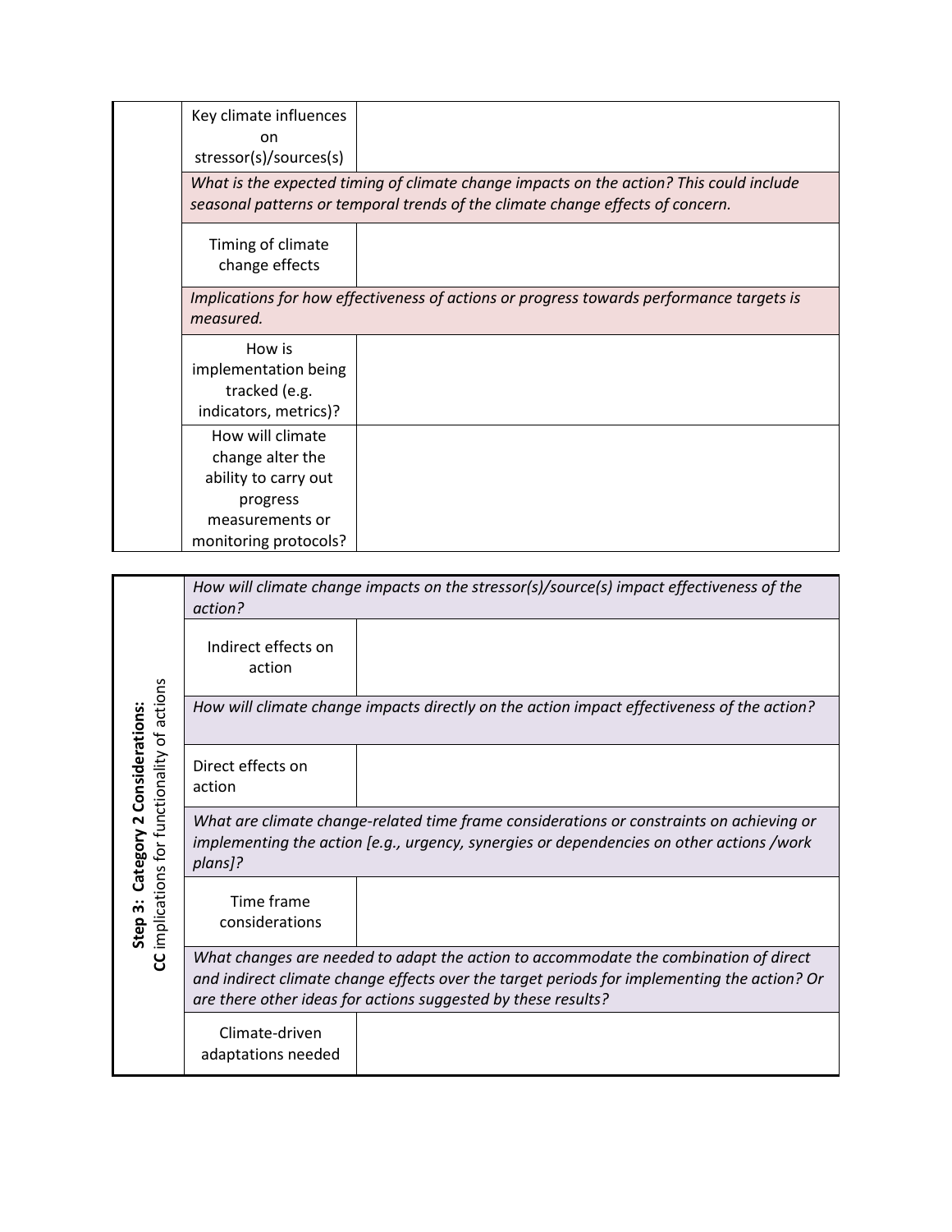| | | |
|---|---|---|
| | Key climate influences on stressor(s)/sources(s) | |
| | *What is the expected timing of climate change impacts on the action? This could include seasonal patterns or temporal trends of the climate change effects of concern.* | |
| | Timing of climate change effects | |
| | *Implications for how effectiveness of actions or progress towards performance targets is measured.* | |
| | How is implementation being tracked (e.g. indicators, metrics)? | |
| | How will climate change alter the ability to carry out progress measurements or monitoring protocols? | |

| | | |
|---|---|---|
| **Step 3: Category 2 Considerations:** **CC** implications for functionality of actions | *How will climate change impacts on the stressor(s)/source(s) impact effectiveness of the action?* | |
| | Indirect effects on action | |
| | *How will climate change impacts directly on the action impact effectiveness of the action?* | |
| | Direct effects on action | |
| | *What are climate change-related time frame considerations or constraints on achieving or implementing the action [e.g., urgency, synergies or dependencies on other actions /work plans]?* | |
| | Time frame considerations | |
| | *What changes are needed to adapt the action to accommodate the combination of direct and indirect climate change effects over the target periods for implementing the action? Or are there other ideas for actions suggested by these results?* | |
| | Climate-driven adaptations needed | |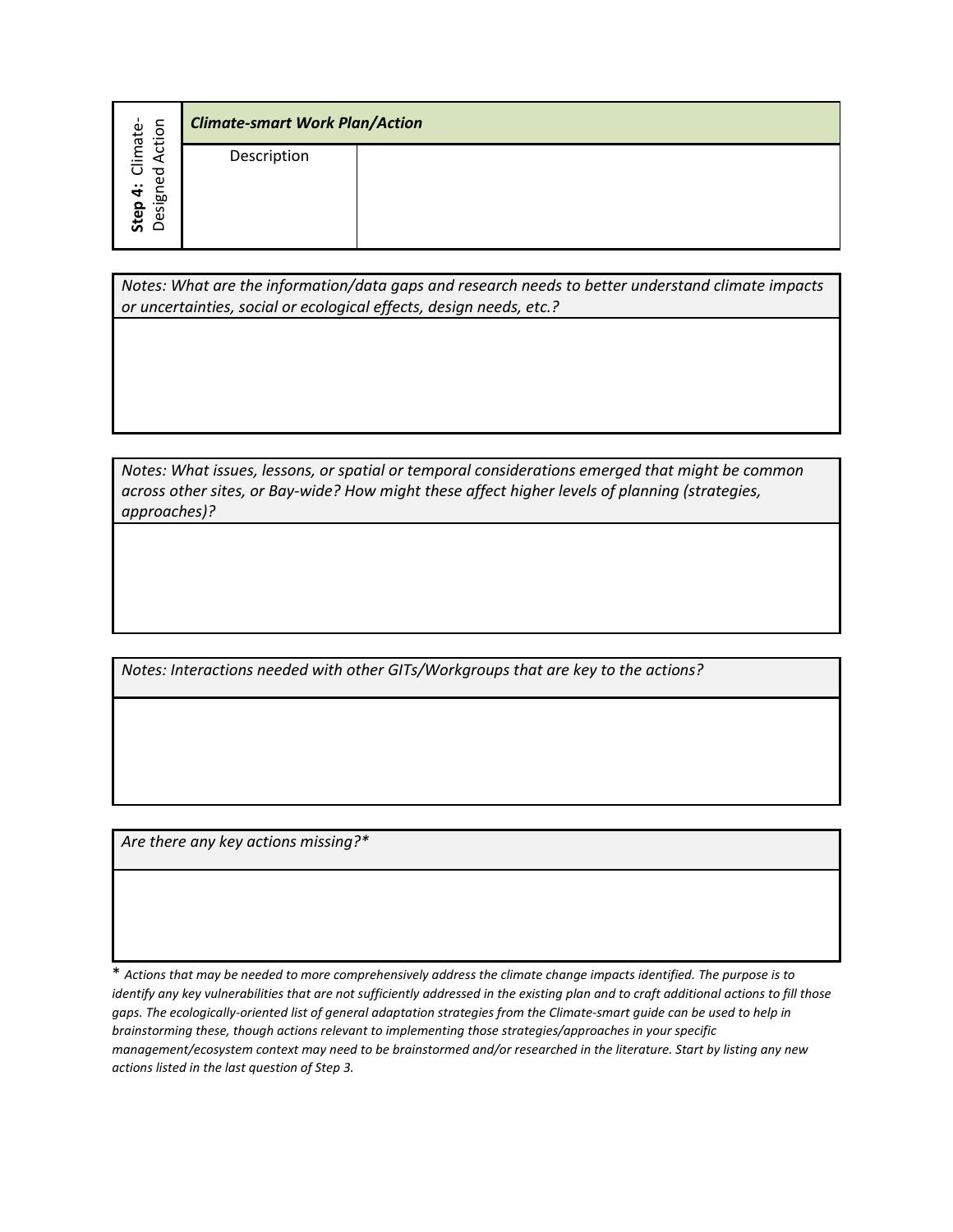| **Step 4:** Climate-Designed Action | *Climate-smart Work Plan/Action* | |
|---|---|---|
| | Description | |

| *Notes: What are the information/data gaps and research needs to better understand climate impacts or uncertainties, social or ecological effects, design needs, etc.?* |
|---|
| |

| *Notes: What issues, lessons, or spatial or temporal considerations emerged that might be common across other sites, or Bay-wide? How might these affect higher levels of planning (strategies, approaches)?* |
|---|
| |

| *Notes: Interactions needed with other GITs/Workgroups that are key to the actions?* |
|---|
| |

| *Are there any key actions missing?** |
|---|
| |

* *Actions that may be needed to more comprehensively address the climate change impacts identified. The purpose is to identify any key vulnerabilities that are not sufficiently addressed in the existing plan and to craft additional actions to fill those gaps. The ecologically-oriented list of general adaptation strategies from the Climate-smart guide can be used to help in brainstorming these, though actions relevant to implementing those strategies/approaches in your specific management/ecosystem context may need to be brainstormed and/or researched in the literature. Start by listing any new actions listed in the last question of Step 3.*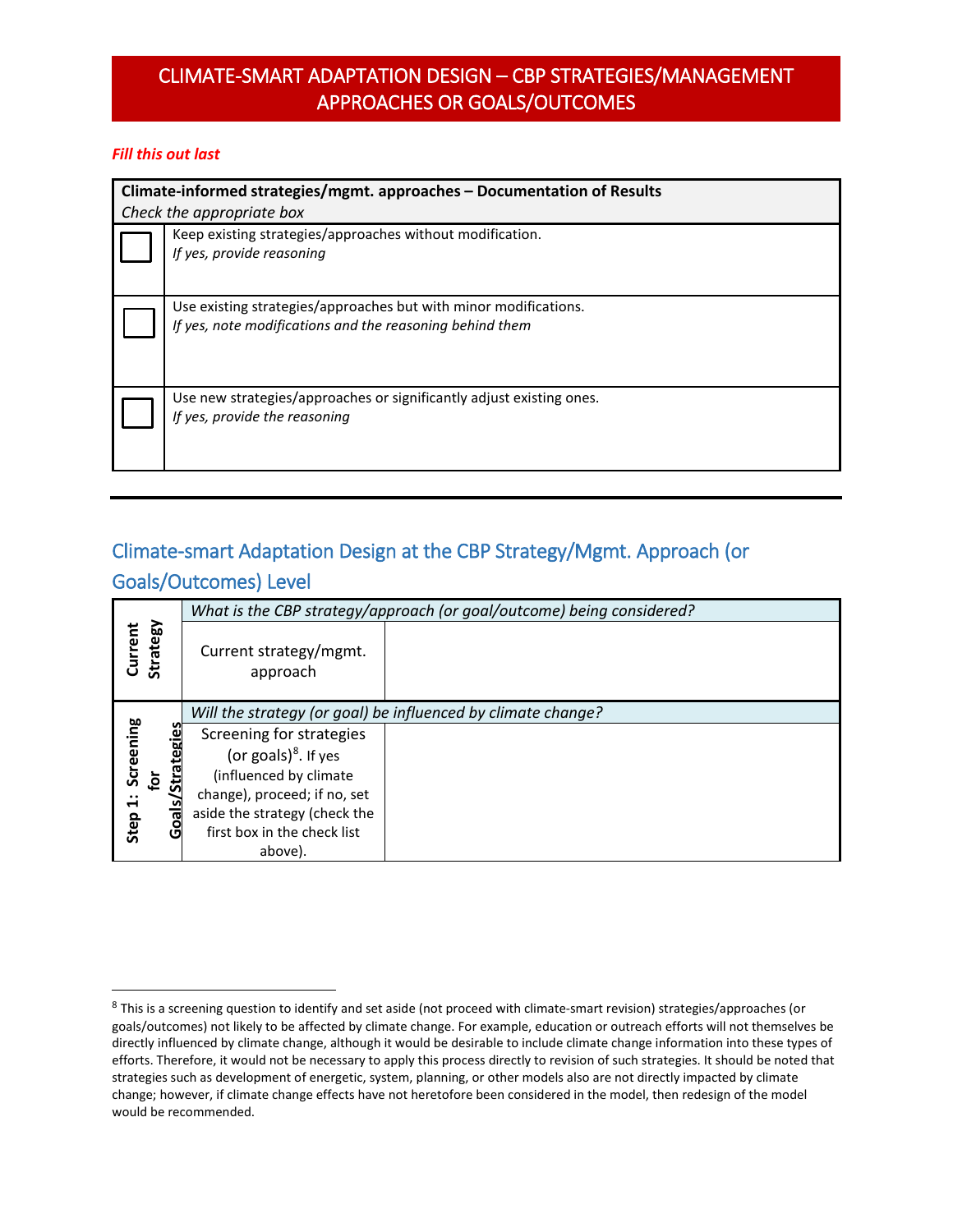# CLIMATE-SMART ADAPTATION DESIGN – CBP STRATEGIES/MANAGEMENT APPROACHES OR GOALS/OUTCOMES

***Fill this out last***

| **Climate-informed strategies/mgmt. approaches – Documentation of Results**<br>*Check the appropriate box* | |
|---|---|
| ☐ | Keep existing strategies/approaches without modification.<br>*If yes, provide reasoning* |
| ☐ | Use existing strategies/approaches but with minor modifications.<br>*If yes, note modifications and the reasoning behind them* |
| ☐ | Use new strategies/approaches or significantly adjust existing ones.<br>*If yes, provide the reasoning* |

---

## Climate-smart Adaptation Design at the CBP Strategy/Mgmt. Approach (or Goals/Outcomes) Level

| | | |
|---|---|---|
| **Current Strategy** | *What is the CBP strategy/approach (or goal/outcome) being considered?* | |
| | Current strategy/mgmt. approach | |
| **Step 1: Screening for Goals/Strategies** | *Will the strategy (or goal) be influenced by climate change?* | |
| | Screening for strategies (or goals)[8]. If yes (influenced by climate change), proceed; if no, set aside the strategy (check the first box in the check list above). | |

[8] This is a screening question to identify and set aside (not proceed with climate-smart revision) strategies/approaches (or goals/outcomes) not likely to be affected by climate change. For example, education or outreach efforts will not themselves be directly influenced by climate change, although it would be desirable to include climate change information into these types of efforts. Therefore, it would not be necessary to apply this process directly to revision of such strategies. It should be noted that strategies such as development of energetic, system, planning, or other models also are not directly impacted by climate change; however, if climate change effects have not heretofore been considered in the model, then redesign of the model would be recommended.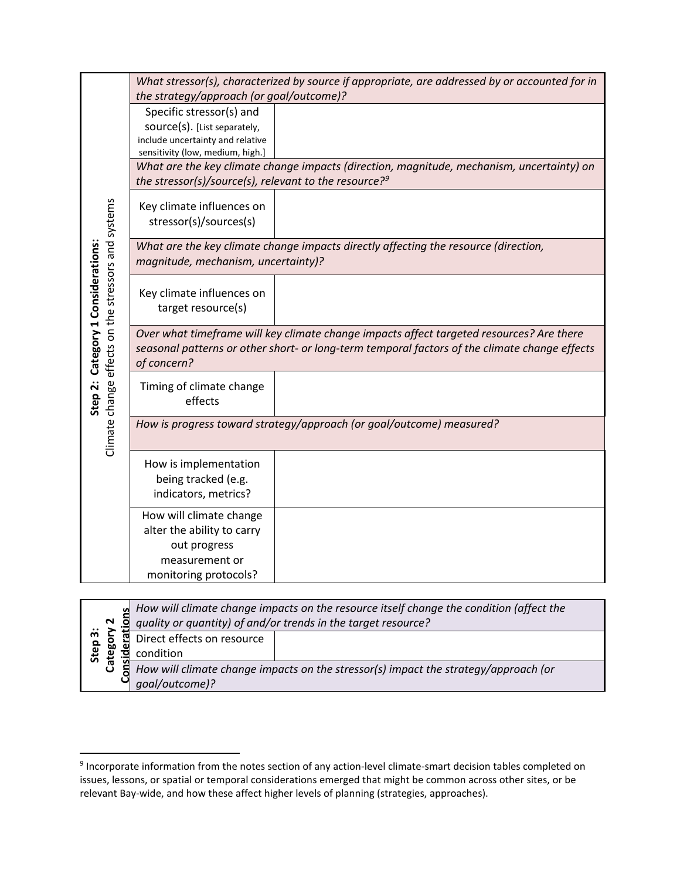| Step 2: Category 1 Considerations: Climate change effects on the stressors and systems | |
|---|---|
| *What stressor(s), characterized by source if appropriate, are addressed by or accounted for in the strategy/approach (or goal/outcome)?* | |
| Specific stressor(s) and source(s). [List separately, include uncertainty and relative sensitivity (low, medium, high.] | |
| *What are the key climate change impacts (direction, magnitude, mechanism, uncertainty) on the stressor(s)/source(s), relevant to the resource?*[9] | |
| Key climate influences on stressor(s)/sources(s) | |
| *What are the key climate change impacts directly affecting the resource (direction, magnitude, mechanism, uncertainty)?* | |
| Key climate influences on target resource(s) | |
| *Over what timeframe will key climate change impacts affect targeted resources? Are there seasonal patterns or other short- or long-term temporal factors of the climate change effects of concern?* | |
| Timing of climate change effects | |
| *How is progress toward strategy/approach (or goal/outcome) measured?* | |
| How is implementation being tracked (e.g. indicators, metrics? | |
| How will climate change alter the ability to carry out progress measurement or monitoring protocols? | |

| Step 3: Category 2 Considerations | |
|---|---|
| *How will climate change impacts on the resource itself change the condition (affect the quality or quantity) of and/or trends in the target resource?* | |
| Direct effects on resource condition | |
| *How will climate change impacts on the stressor(s) impact the strategy/approach (or goal/outcome)?* | |

[9] Incorporate information from the notes section of any action-level climate-smart decision tables completed on issues, lessons, or spatial or temporal considerations emerged that might be common across other sites, or be relevant Bay-wide, and how these affect higher levels of planning (strategies, approaches).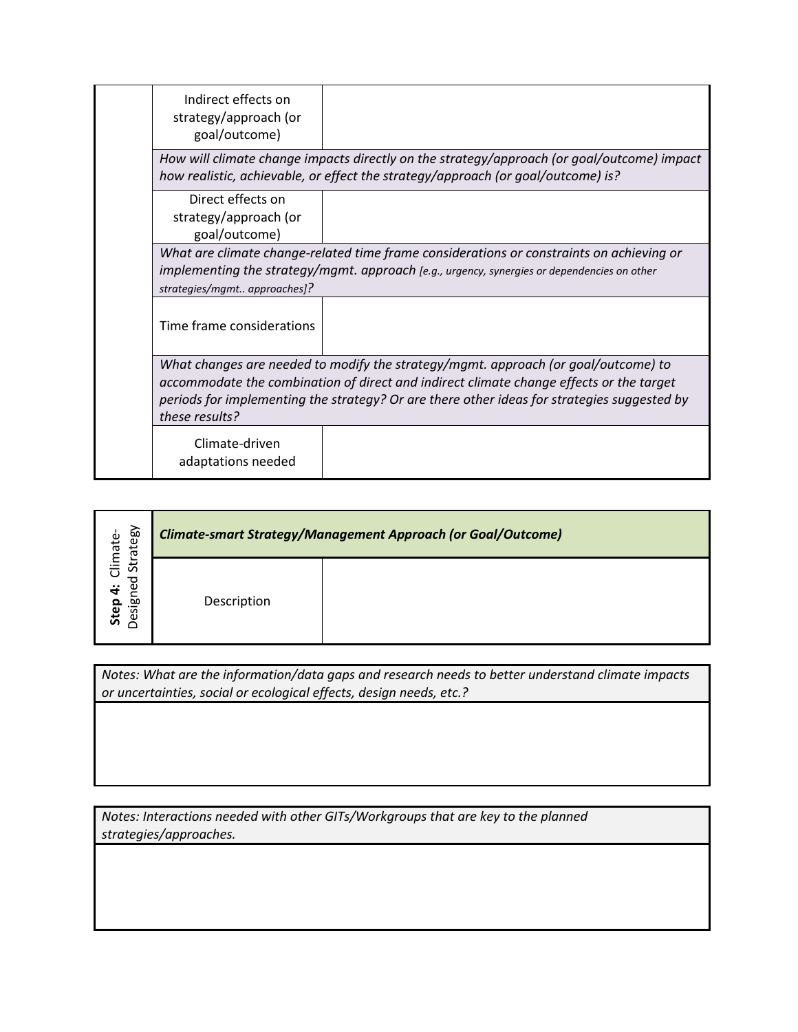| | | |
|---|---|---|
| | Indirect effects on strategy/approach (or goal/outcome) | |
| | *How will climate change impacts directly on the strategy/approach (or goal/outcome) impact how realistic, achievable, or effect the strategy/approach (or goal/outcome) is?* | |
| | Direct effects on strategy/approach (or goal/outcome) | |
| | *What are climate change-related time frame considerations or constraints on achieving or implementing the strategy/mgmt. approach [e.g., urgency, synergies or dependencies on other strategies/mgmt.. approaches]?* | |
| | Time frame considerations | |
| | *What changes are needed to modify the strategy/mgmt. approach (or goal/outcome) to accommodate the combination of direct and indirect climate change effects or the target periods for implementing the strategy? Or are there other ideas for strategies suggested by these results?* | |
| | Climate-driven adaptations needed | |

| | | |
|---|---|---|
| **Step 4:** Climate-Designed Strategy | ***Climate-smart Strategy/Management Approach (or Goal/Outcome)*** | |
| | Description | |

| *Notes: What are the information/data gaps and research needs to better understand climate impacts or uncertainties, social or ecological effects, design needs, etc.?* |
|---|
| |

| *Notes: Interactions needed with other GITs/Workgroups that are key to the planned strategies/approaches.* |
|---|
| |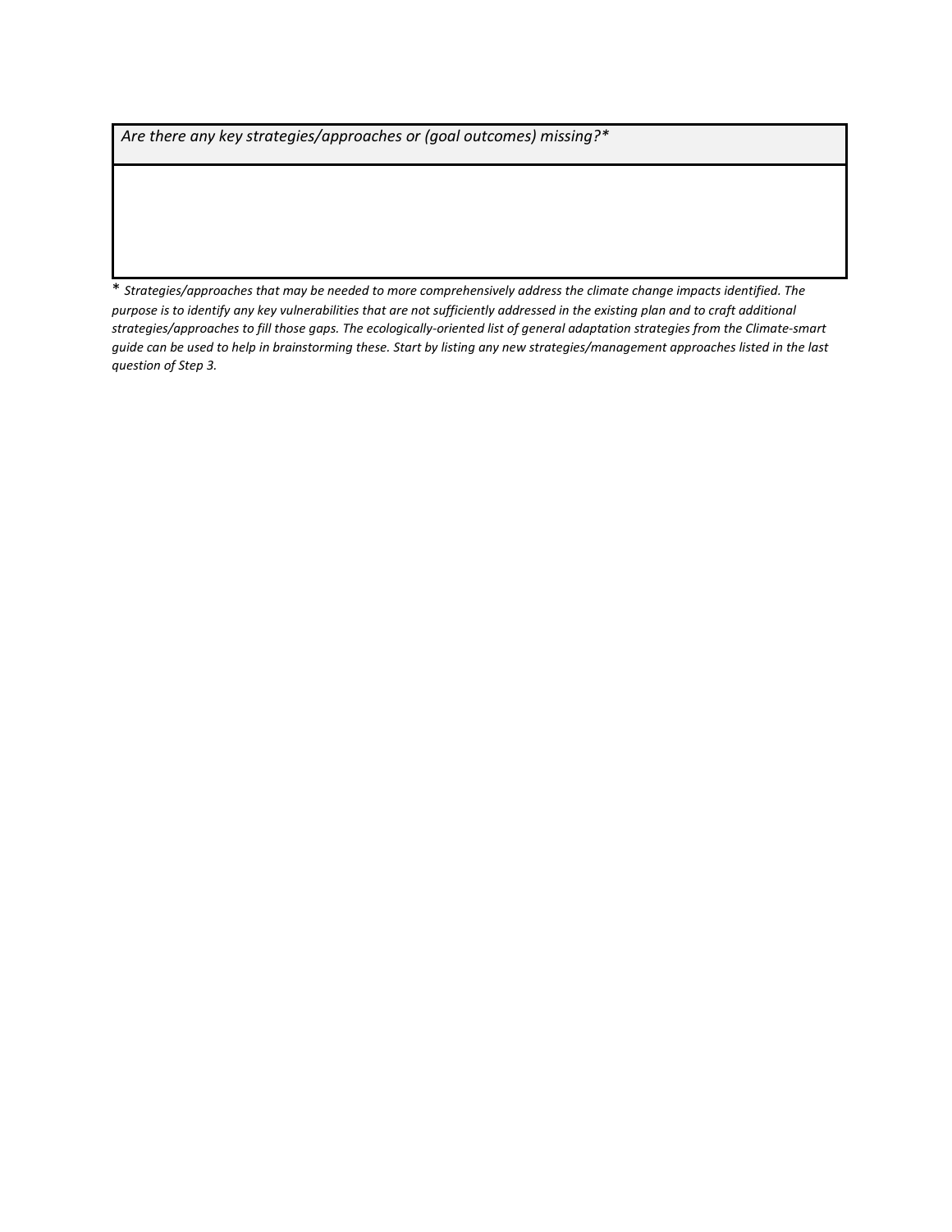| *Are there any key strategies/approaches or (goal outcomes) missing?** |
| --- |
| |

\* *Strategies/approaches that may be needed to more comprehensively address the climate change impacts identified. The purpose is to identify any key vulnerabilities that are not sufficiently addressed in the existing plan and to craft additional strategies/approaches to fill those gaps. The ecologically-oriented list of general adaptation strategies from the Climate-smart guide can be used to help in brainstorming these. Start by listing any new strategies/management approaches listed in the last question of Step 3.*